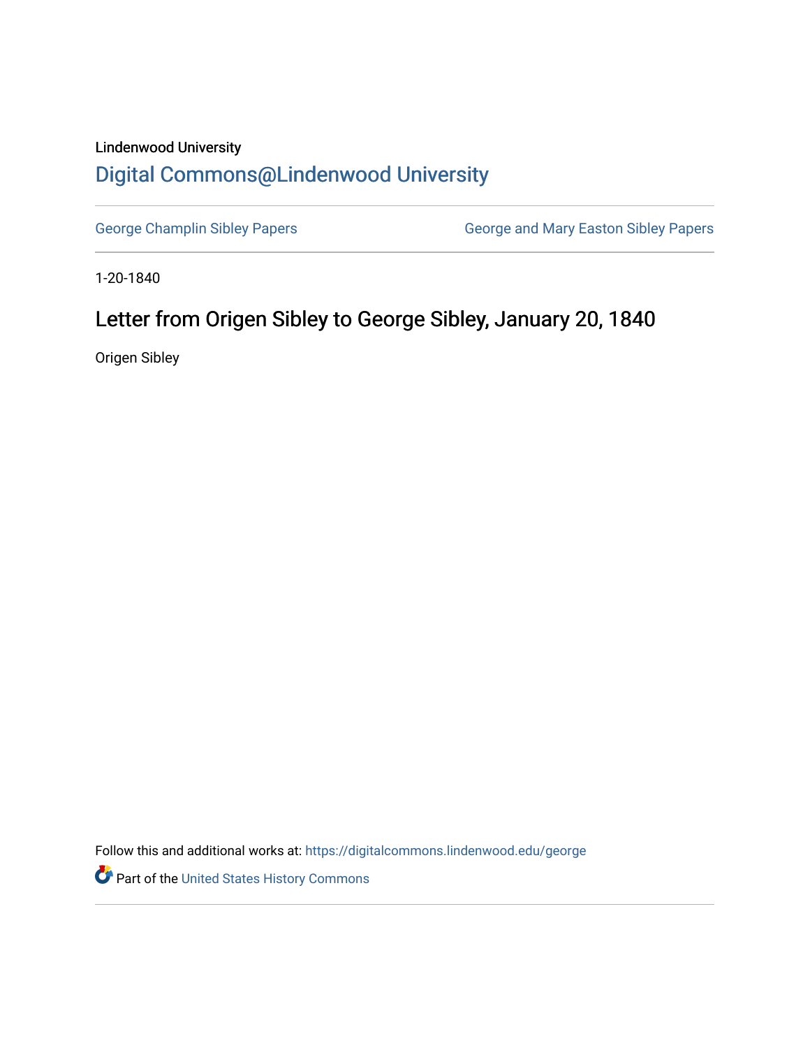Lindenwood University

# Digital Commons@Lindenwood University

George Champlin Sibley Papers

George and Mary Easton Sibley Papers

1-20-1840

## Letter from Origen Sibley to George Sibley, January 20, 1840

Origen Sibley

Follow this and additional works at: https://digitalcommons.lindenwood.edu/george

Part of the United States History Commons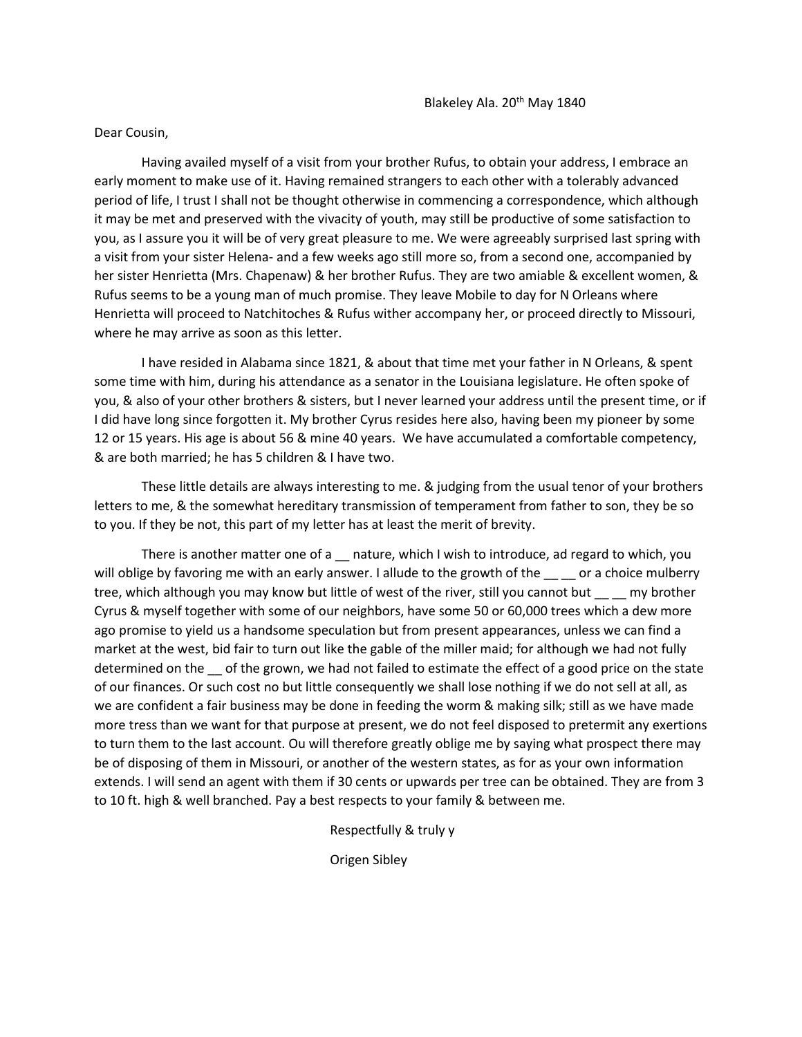Blakeley Ala. 20th May 1840

Dear Cousin,

Having availed myself of a visit from your brother Rufus, to obtain your address, I embrace an early moment to make use of it. Having remained strangers to each other with a tolerably advanced period of life, I trust I shall not be thought otherwise in commencing a correspondence, which although it may be met and preserved with the vivacity of youth, may still be productive of some satisfaction to you, as I assure you it will be of very great pleasure to me. We were agreeably surprised last spring with a visit from your sister Helena- and a few weeks ago still more so, from a second one, accompanied by her sister Henrietta (Mrs. Chapenaw) & her brother Rufus. They are two amiable & excellent women, & Rufus seems to be a young man of much promise. They leave Mobile to day for N Orleans where Henrietta will proceed to Natchitoches & Rufus wither accompany her, or proceed directly to Missouri, where he may arrive as soon as this letter.

I have resided in Alabama since 1821, & about that time met your father in N Orleans, & spent some time with him, during his attendance as a senator in the Louisiana legislature. He often spoke of you, & also of your other brothers & sisters, but I never learned your address until the present time, or if I did have long since forgotten it. My brother Cyrus resides here also, having been my pioneer by some 12 or 15 years. His age is about 56 & mine 40 years. We have accumulated a comfortable competency, & are both married; he has 5 children & I have two.

These little details are always interesting to me. & judging from the usual tenor of your brothers letters to me, & the somewhat hereditary transmission of temperament from father to son, they be so to you. If they be not, this part of my letter has at least the merit of brevity.

There is another matter one of a __ nature, which I wish to introduce, ad regard to which, you will oblige by favoring me with an early answer. I allude to the growth of the __ __ or a choice mulberry tree, which although you may know but little of west of the river, still you cannot but __ __ my brother Cyrus & myself together with some of our neighbors, have some 50 or 60,000 trees which a dew more ago promise to yield us a handsome speculation but from present appearances, unless we can find a market at the west, bid fair to turn out like the gable of the miller maid; for although we had not fully determined on the __ of the grown, we had not failed to estimate the effect of a good price on the state of our finances. Or such cost no but little consequently we shall lose nothing if we do not sell at all, as we are confident a fair business may be done in feeding the worm & making silk; still as we have made more tress than we want for that purpose at present, we do not feel disposed to pretermit any exertions to turn them to the last account. Ou will therefore greatly oblige me by saying what prospect there may be of disposing of them in Missouri, or another of the western states, as for as your own information extends. I will send an agent with them if 30 cents or upwards per tree can be obtained. They are from 3 to 10 ft. high & well branched. Pay a best respects to your family & between me.

Respectfully & truly y

Origen Sibley